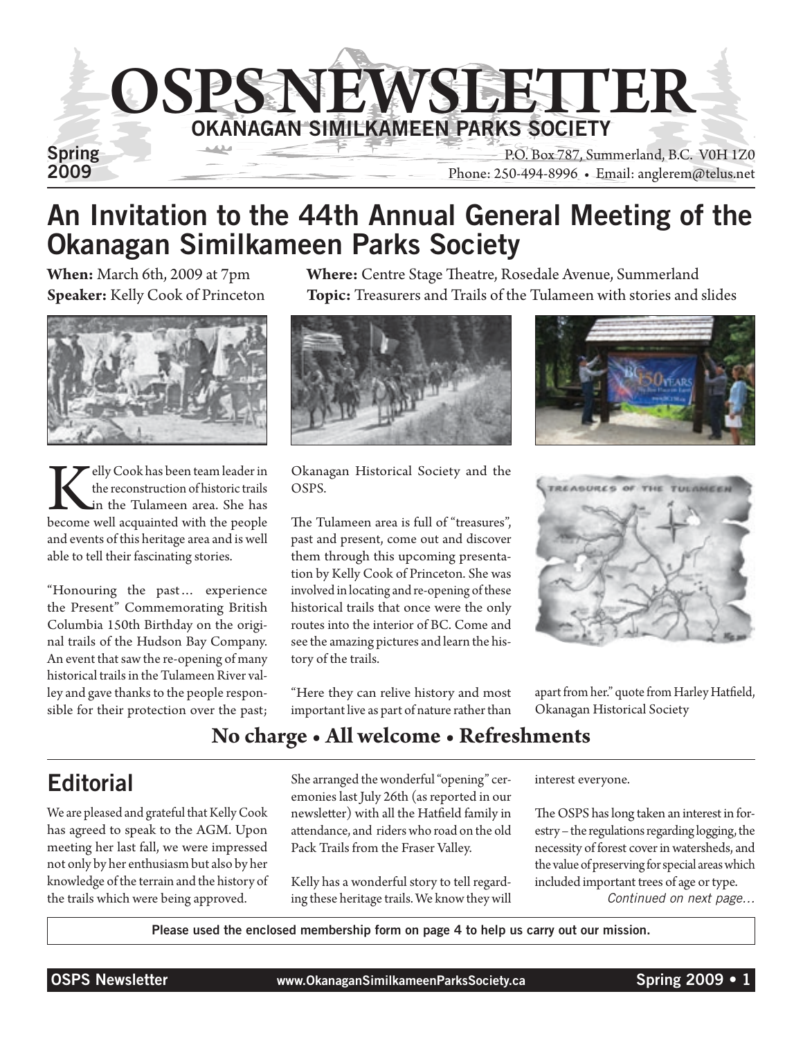# OSPS NEWSLETTER

## OKANAGAN SIMILKAMEEN PARKS SOCIETY

Spring 2009

P.O. Box 787, Summerland, B.C. V0H 1Z0
Phone: 250-494-8996 • Email: anglerem@telus.net

## An Invitation to the 44th Annual General Meeting of the Okanagan Similkameen Parks Society

**When:** March 6th, 2009 at 7pm
**Speaker:** Kelly Cook of Princeton
**Where:** Centre Stage Theatre, Rosedale Avenue, Summerland
**Topic:** Treasurers and Trails of the Tulameen with stories and slides

Kelly Cook has been team leader in the reconstruction of historic trails in the Tulameen area. She has become well acquainted with the people and events of this heritage area and is well able to tell their fascinating stories.

"Honouring the past… experience the Present" Commemorating British Columbia 150th Birthday on the original trails of the Hudson Bay Company. An event that saw the re-opening of many historical trails in the Tulameen River valley and gave thanks to the people responsible for their protection over the past; Okanagan Historical Society and the OSPS.

The Tulameen area is full of "treasures", past and present, come out and discover them through this upcoming presentation by Kelly Cook of Princeton. She was involved in locating and re-opening of these historical trails that once were the only routes into the interior of BC. Come and see the amazing pictures and learn the history of the trails.

"Here they can relive history and most important live as part of nature rather than apart from her." quote from Harley Hatfield, Okanagan Historical Society

**No charge • All welcome • Refreshments**

## Editorial

We are pleased and grateful that Kelly Cook has agreed to speak to the AGM. Upon meeting her last fall, we were impressed not only by her enthusiasm but also by her knowledge of the terrain and the history of the trails which were being approved.

She arranged the wonderful "opening" ceremonies last July 26th (as reported in our newsletter) with all the Hatfield family in attendance, and riders who road on the old Pack Trails from the Fraser Valley.

Kelly has a wonderful story to tell regarding these heritage trails. We know they will interest everyone.

The OSPS has long taken an interest in forestry – the regulations regarding logging, the necessity of forest cover in watersheds, and the value of preserving for special areas which included important trees of age or type.

*Continued on next page…*

**Please used the enclosed membership form on page 4 to help us carry out our mission.**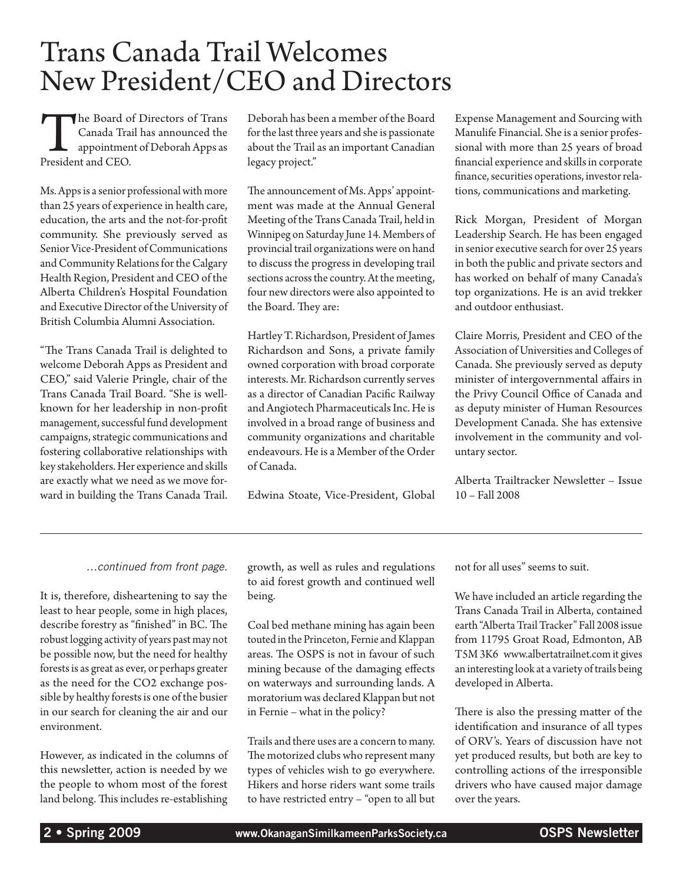# Trans Canada Trail Welcomes New President/CEO and Directors

The Board of Directors of Trans Canada Trail has announced the appointment of Deborah Apps as President and CEO.

Ms. Apps is a senior professional with more than 25 years of experience in health care, education, the arts and the not-for-profit community. She previously served as Senior Vice-President of Communications and Community Relations for the Calgary Health Region, President and CEO of the Alberta Children's Hospital Foundation and Executive Director of the University of British Columbia Alumni Association.

"The Trans Canada Trail is delighted to welcome Deborah Apps as President and CEO," said Valerie Pringle, chair of the Trans Canada Trail Board. "She is well-known for her leadership in non-profit management, successful fund development campaigns, strategic communications and fostering collaborative relationships with key stakeholders. Her experience and skills are exactly what we need as we move forward in building the Trans Canada Trail. Deborah has been a member of the Board for the last three years and she is passionate about the Trail as an important Canadian legacy project."

The announcement of Ms. Apps' appointment was made at the Annual General Meeting of the Trans Canada Trail, held in Winnipeg on Saturday June 14. Members of provincial trail organizations were on hand to discuss the progress in developing trail sections across the country. At the meeting, four new directors were also appointed to the Board. They are:

Hartley T. Richardson, President of James Richardson and Sons, a private family owned corporation with broad corporate interests. Mr. Richardson currently serves as a director of Canadian Pacific Railway and Angiotech Pharmaceuticals Inc. He is involved in a broad range of business and community organizations and charitable endeavours. He is a Member of the Order of Canada.

Edwina Stoate, Vice-President, Global Expense Management and Sourcing with Manulife Financial. She is a senior professional with more than 25 years of broad financial experience and skills in corporate finance, securities operations, investor relations, communications and marketing.

Rick Morgan, President of Morgan Leadership Search. He has been engaged in senior executive search for over 25 years in both the public and private sectors and has worked on behalf of many Canada's top organizations. He is an avid trekker and outdoor enthusiast.

Claire Morris, President and CEO of the Association of Universities and Colleges of Canada. She previously served as deputy minister of intergovernmental affairs in the Privy Council Office of Canada and as deputy minister of Human Resources Development Canada. She has extensive involvement in the community and voluntary sector.

Alberta Trailtracker Newsletter – Issue 10 – Fall 2008

---

*…continued from front page.*

It is, therefore, disheartening to say the least to hear people, some in high places, describe forestry as "finished" in BC. The robust logging activity of years past may not be possible now, but the need for healthy forests is as great as ever, or perhaps greater as the need for the CO2 exchange possible by healthy forests is one of the busier in our search for cleaning the air and our environment.

However, as indicated in the columns of this newsletter, action is needed by we the people to whom most of the forest land belong. This includes re-establishing growth, as well as rules and regulations to aid forest growth and continued well being.

Coal bed methane mining has again been touted in the Princeton, Fernie and Klappan areas. The OSPS is not in favour of such mining because of the damaging effects on waterways and surrounding lands. A moratorium was declared Klappan but not in Fernie – what in the policy?

Trails and there uses are a concern to many. The motorized clubs who represent many types of vehicles wish to go everywhere. Hikers and horse riders want some trails to have restricted entry – "open to all but not for all uses" seems to suit.

We have included an article regarding the Trans Canada Trail in Alberta, contained earth "Alberta Trail Tracker" Fall 2008 issue from 11795 Groat Road, Edmonton, AB T5M 3K6 www.albertatrailnet.com it gives an interesting look at a variety of trails being developed in Alberta.

There is also the pressing matter of the identification and insurance of all types of ORV's. Years of discussion have not yet produced results, but both are key to controlling actions of the irresponsible drivers who have caused major damage over the years.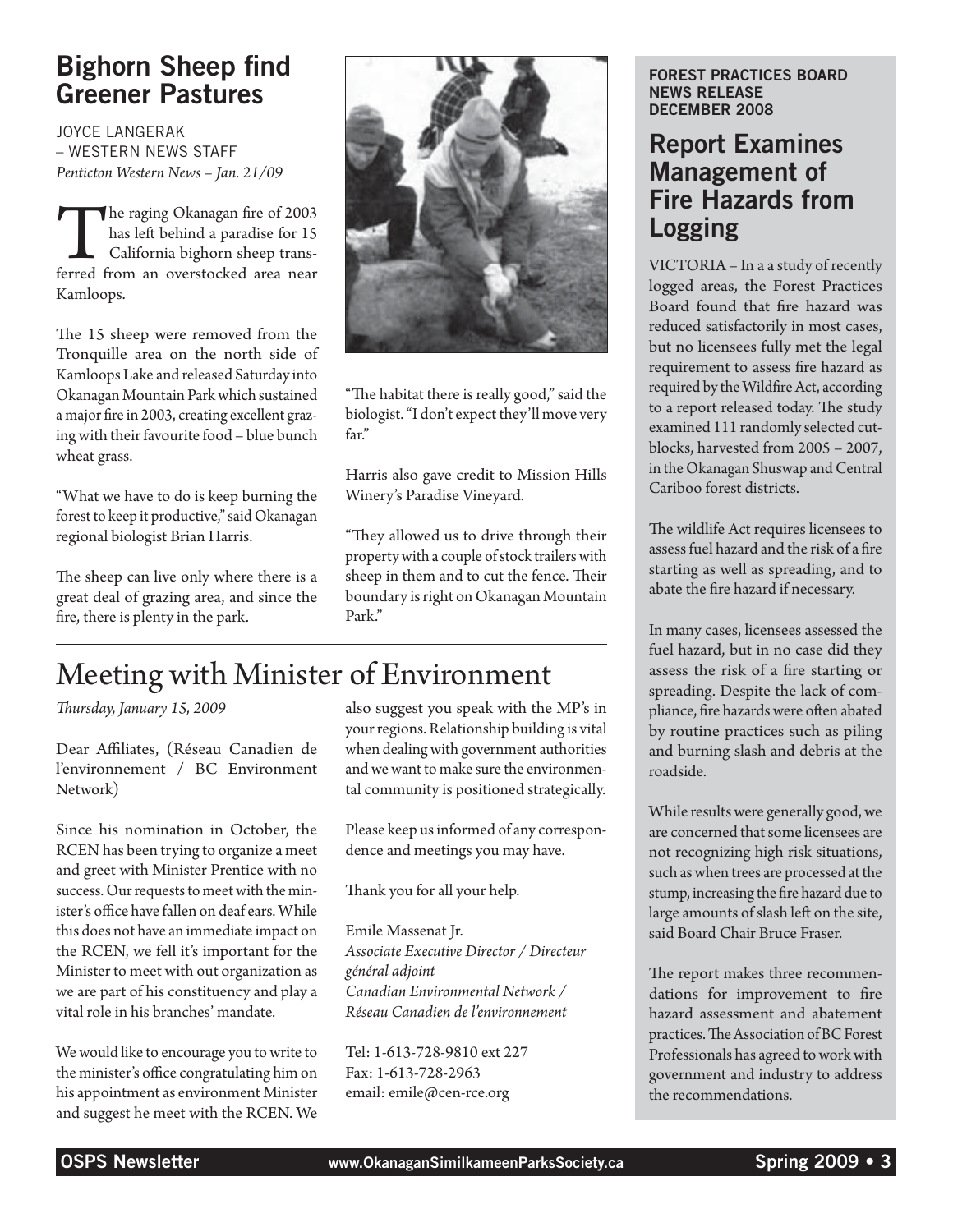## Bighorn Sheep find Greener Pastures

JOYCE LANGERAK
– WESTERN NEWS STAFF
*Penticton Western News – Jan. 21/09*

The raging Okanagan fire of 2003 has left behind a paradise for 15 California bighorn sheep transferred from an overstocked area near Kamloops.

The 15 sheep were removed from the Tronquille area on the north side of Kamloops Lake and released Saturday into Okanagan Mountain Park which sustained a major fire in 2003, creating excellent grazing with their favourite food – blue bunch wheat grass.

"What we have to do is keep burning the forest to keep it productive," said Okanagan regional biologist Brian Harris.

The sheep can live only where there is a great deal of grazing area, and since the fire, there is plenty in the park.

"The habitat there is really good," said the biologist. "I don't expect they'll move very far."

Harris also gave credit to Mission Hills Winery's Paradise Vineyard.

"They allowed us to drive through their property with a couple of stock trailers with sheep in them and to cut the fence. Their boundary is right on Okanagan Mountain Park."

# Meeting with Minister of Environment

*Thursday, January 15, 2009*

Dear Affiliates, (Réseau Canadien de l'environnement / BC Environment Network)

Since his nomination in October, the RCEN has been trying to organize a meet and greet with Minister Prentice with no success. Our requests to meet with the minister's office have fallen on deaf ears. While this does not have an immediate impact on the RCEN, we fell it's important for the Minister to meet with out organization as we are part of his constituency and play a vital role in his branches' mandate.

We would like to encourage you to write to the minister's office congratulating him on his appointment as environment Minister and suggest he meet with the RCEN. We also suggest you speak with the MP's in your regions. Relationship building is vital when dealing with government authorities and we want to make sure the environmental community is positioned strategically.

Please keep us informed of any correspondence and meetings you may have.

Thank you for all your help.

Emile Massenat Jr.
*Associate Executive Director / Directeur général adjoint*
*Canadian Environmental Network / Réseau Canadien de l'environnement*

Tel: 1-613-728-9810 ext 227
Fax: 1-613-728-2963
email: emile@cen-rce.org

**FOREST PRACTICES BOARD NEWS RELEASE DECEMBER 2008**

## Report Examines Management of Fire Hazards from Logging

VICTORIA – In a a study of recently logged areas, the Forest Practices Board found that fire hazard was reduced satisfactorily in most cases, but no licensees fully met the legal requirement to assess fire hazard as required by the Wildfire Act, according to a report released today. The study examined 111 randomly selected cutblocks, harvested from 2005 – 2007, in the Okanagan Shuswap and Central Cariboo forest districts.

The wildlife Act requires licensees to assess fuel hazard and the risk of a fire starting as well as spreading, and to abate the fire hazard if necessary.

In many cases, licensees assessed the fuel hazard, but in no case did they assess the risk of a fire starting or spreading. Despite the lack of compliance, fire hazards were often abated by routine practices such as piling and burning slash and debris at the roadside.

While results were generally good, we are concerned that some licensees are not recognizing high risk situations, such as when trees are processed at the stump, increasing the fire hazard due to large amounts of slash left on the site, said Board Chair Bruce Fraser.

The report makes three recommendations for improvement to fire hazard assessment and abatement practices. The Association of BC Forest Professionals has agreed to work with government and industry to address the recommendations.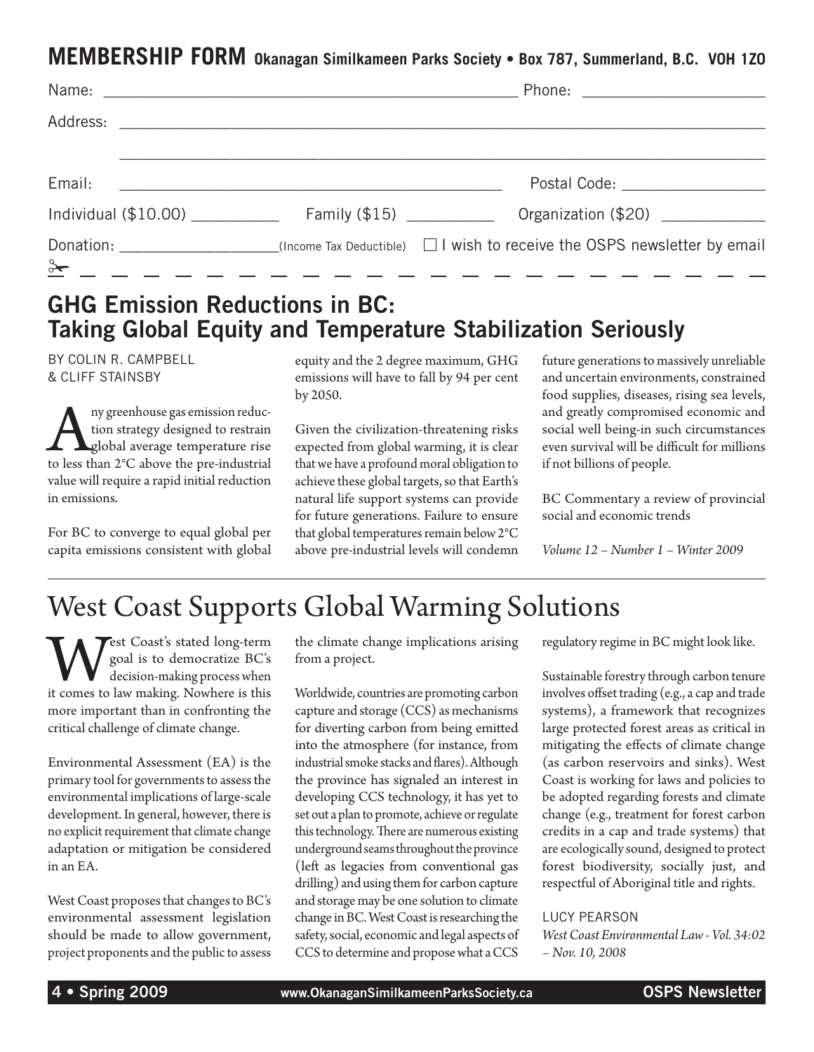## MEMBERSHIP FORM Okanagan Similkameen Parks Society • Box 787, Summerland, B.C. V0H 1Z0

Name: ______________________________ Phone: ____________________

Address: ____________________________________________________

____________________________________________________

Email: ______________________________ Postal Code: ________________

Individual ($10.00) __________ Family ($15) __________ Organization ($20) ____________

Donation: ____________________(Income Tax Deductible) ☐ I wish to receive the OSPS newsletter by email

---

## GHG Emission Reductions in BC: Taking Global Equity and Temperature Stabilization Seriously

BY COLIN R. CAMPBELL & CLIFF STAINSBY

Any greenhouse gas emission reduction strategy designed to restrain global average temperature rise to less than 2°C above the pre-industrial value will require a rapid initial reduction in emissions.

For BC to converge to equal global per capita emissions consistent with global equity and the 2 degree maximum, GHG emissions will have to fall by 94 per cent by 2050.

Given the civilization-threatening risks expected from global warming, it is clear that we have a profound moral obligation to achieve these global targets, so that Earth's natural life support systems can provide for future generations. Failure to ensure that global temperatures remain below 2°C above pre-industrial levels will condemn future generations to massively unreliable and uncertain environments, constrained food supplies, diseases, rising sea levels, and greatly compromised economic and social well being-in such circumstances even survival will be difficult for millions if not billions of people.

BC Commentary a review of provincial social and economic trends

*Volume 12 – Number 1 – Winter 2009*

---

# West Coast Supports Global Warming Solutions

West Coast's stated long-term goal is to democratize BC's decision-making process when it comes to law making. Nowhere is this more important than in confronting the critical challenge of climate change.

Environmental Assessment (EA) is the primary tool for governments to assess the environmental implications of large-scale development. In general, however, there is no explicit requirement that climate change adaptation or mitigation be considered in an EA.

West Coast proposes that changes to BC's environmental assessment legislation should be made to allow government, project proponents and the public to assess the climate change implications arising from a project.

Worldwide, countries are promoting carbon capture and storage (CCS) as mechanisms for diverting carbon from being emitted into the atmosphere (for instance, from industrial smoke stacks and flares). Although the province has signaled an interest in developing CCS technology, it has yet to set out a plan to promote, achieve or regulate this technology. There are numerous existing underground seams throughout the province (left as legacies from conventional gas drilling) and using them for carbon capture and storage may be one solution to climate change in BC. West Coast is researching the safety, social, economic and legal aspects of CCS to determine and propose what a CCS regulatory regime in BC might look like.

Sustainable forestry through carbon tenure involves offset trading (e.g., a cap and trade systems), a framework that recognizes large protected forest areas as critical in mitigating the effects of climate change (as carbon reservoirs and sinks). West Coast is working for laws and policies to be adopted regarding forests and climate change (e.g., treatment for forest carbon credits in a cap and trade systems) that are ecologically sound, designed to protect forest biodiversity, socially just, and respectful of Aboriginal title and rights.

LUCY PEARSON

*West Coast Environmental Law - Vol. 34:02 – Nov. 10, 2008*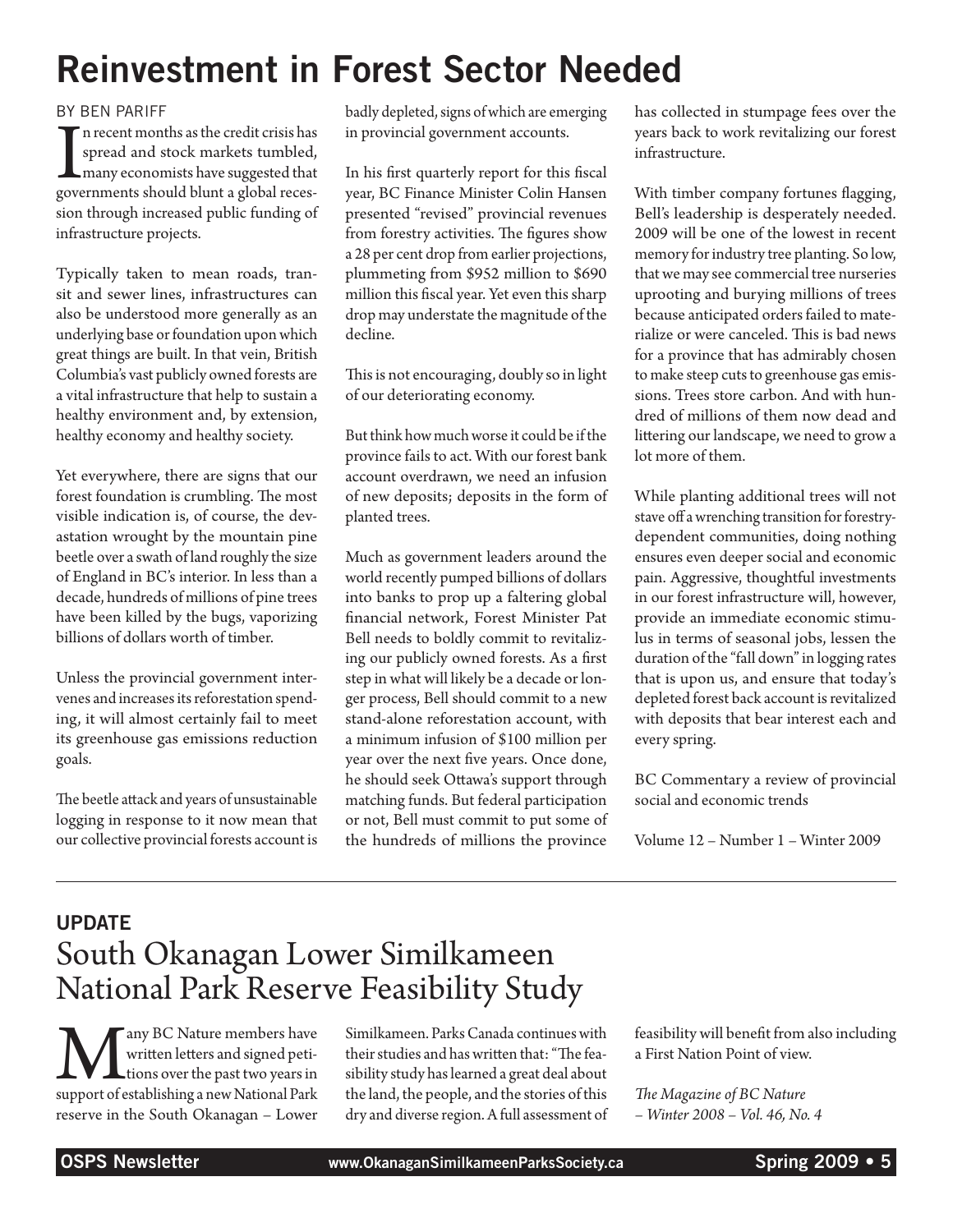# Reinvestment in Forest Sector Needed

BY BEN PARIFF

In recent months as the credit crisis has spread and stock markets tumbled, many economists have suggested that governments should blunt a global recession through increased public funding of infrastructure projects.

Typically taken to mean roads, transit and sewer lines, infrastructures can also be understood more generally as an underlying base or foundation upon which great things are built. In that vein, British Columbia's vast publicly owned forests are a vital infrastructure that help to sustain a healthy environment and, by extension, healthy economy and healthy society.

Yet everywhere, there are signs that our forest foundation is crumbling. The most visible indication is, of course, the devastation wrought by the mountain pine beetle over a swath of land roughly the size of England in BC's interior. In less than a decade, hundreds of millions of pine trees have been killed by the bugs, vaporizing billions of dollars worth of timber.

Unless the provincial government intervenes and increases its reforestation spending, it will almost certainly fail to meet its greenhouse gas emissions reduction goals.

The beetle attack and years of unsustainable logging in response to it now mean that our collective provincial forests account is badly depleted, signs of which are emerging in provincial government accounts.

In his first quarterly report for this fiscal year, BC Finance Minister Colin Hansen presented "revised" provincial revenues from forestry activities. The figures show a 28 per cent drop from earlier projections, plummeting from $952 million to $690 million this fiscal year. Yet even this sharp drop may understate the magnitude of the decline.

This is not encouraging, doubly so in light of our deteriorating economy.

But think how much worse it could be if the province fails to act. With our forest bank account overdrawn, we need an infusion of new deposits; deposits in the form of planted trees.

Much as government leaders around the world recently pumped billions of dollars into banks to prop up a faltering global financial network, Forest Minister Pat Bell needs to boldly commit to revitalizing our publicly owned forests. As a first step in what will likely be a decade or longer process, Bell should commit to a new stand-alone reforestation account, with a minimum infusion of $100 million per year over the next five years. Once done, he should seek Ottawa's support through matching funds. But federal participation or not, Bell must commit to put some of the hundreds of millions the province has collected in stumpage fees over the years back to work revitalizing our forest infrastructure.

With timber company fortunes flagging, Bell's leadership is desperately needed. 2009 will be one of the lowest in recent memory for industry tree planting. So low, that we may see commercial tree nurseries uprooting and burying millions of trees because anticipated orders failed to materialize or were canceled. This is bad news for a province that has admirably chosen to make steep cuts to greenhouse gas emissions. Trees store carbon. And with hundred of millions of them now dead and littering our landscape, we need to grow a lot more of them.

While planting additional trees will not stave off a wrenching transition for forestry-dependent communities, doing nothing ensures even deeper social and economic pain. Aggressive, thoughtful investments in our forest infrastructure will, however, provide an immediate economic stimulus in terms of seasonal jobs, lessen the duration of the "fall down" in logging rates that is upon us, and ensure that today's depleted forest back account is revitalized with deposits that bear interest each and every spring.

BC Commentary a review of provincial social and economic trends

Volume 12 – Number 1 – Winter 2009

---

**UPDATE**

# South Okanagan Lower Similkameen National Park Reserve Feasibility Study

Many BC Nature members have written letters and signed petitions over the past two years in support of establishing a new National Park reserve in the South Okanagan – Lower Similkameen. Parks Canada continues with their studies and has written that: "The feasibility study has learned a great deal about the land, the people, and the stories of this dry and diverse region. A full assessment of feasibility will benefit from also including a First Nation Point of view.

*The Magazine of BC Nature – Winter 2008 – Vol. 46, No. 4*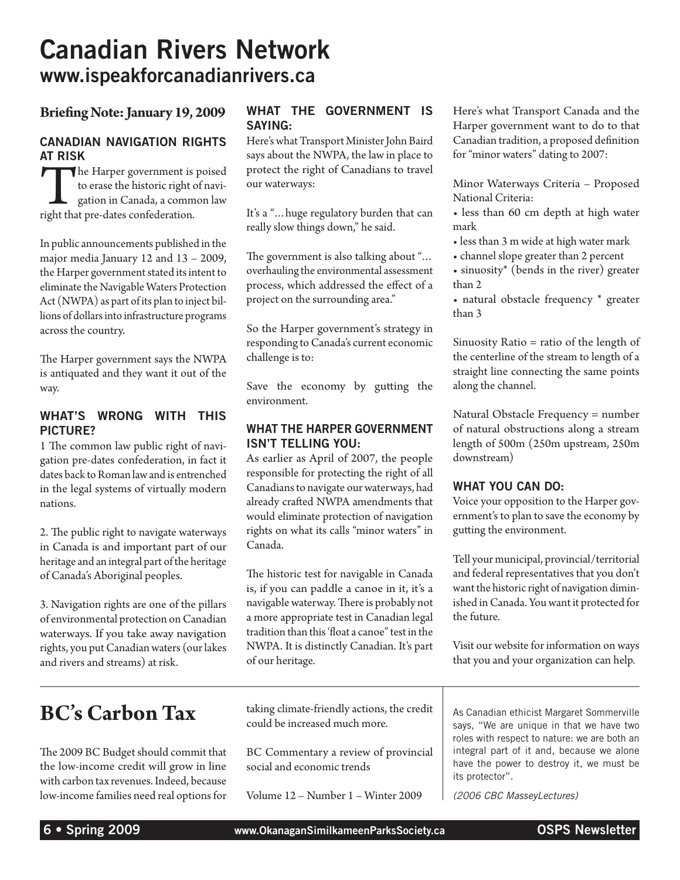# Canadian Rivers Network

## www.ispeakforcanadianrivers.ca

**Briefing Note: January 19, 2009**

### CANADIAN NAVIGATION RIGHTS AT RISK

The Harper government is poised to erase the historic right of navigation in Canada, a common law right that pre-dates confederation.

In public announcements published in the major media January 12 and 13 – 2009, the Harper government stated its intent to eliminate the Navigable Waters Protection Act (NWPA) as part of its plan to inject billions of dollars into infrastructure programs across the country.

The Harper government says the NWPA is antiquated and they want it out of the way.

### WHAT'S WRONG WITH THIS PICTURE?

1 The common law public right of navigation pre-dates confederation, in fact it dates back to Roman law and is entrenched in the legal systems of virtually modern nations.

2. The public right to navigate waterways in Canada is and important part of our heritage and an integral part of the heritage of Canada's Aboriginal peoples.

3. Navigation rights are one of the pillars of environmental protection on Canadian waterways. If you take away navigation rights, you put Canadian waters (our lakes and rivers and streams) at risk.

### WHAT THE GOVERNMENT IS SAYING:

Here's what Transport Minister John Baird says about the NWPA, the law in place to protect the right of Canadians to travel our waterways:

It's a "…huge regulatory burden that can really slow things down," he said.

The government is also talking about "…overhauling the environmental assessment process, which addressed the effect of a project on the surrounding area."

So the Harper government's strategy in responding to Canada's current economic challenge is to:

Save the economy by gutting the environment.

### WHAT THE HARPER GOVERNMENT ISN'T TELLING YOU:

As earlier as April of 2007, the people responsible for protecting the right of all Canadians to navigate our waterways, had already crafted NWPA amendments that would eliminate protection of navigation rights on what its calls "minor waters" in Canada.

The historic test for navigable in Canada is, if you can paddle a canoe in it, it's a navigable waterway. There is probably not a more appropriate test in Canadian legal tradition than this 'float a canoe" test in the NWPA. It is distinctly Canadian. It's part of our heritage.

Here's what Transport Canada and the Harper government want to do to that Canadian tradition, a proposed definition for "minor waters" dating to 2007:

Minor Waterways Criteria – Proposed National Criteria:

- less than 60 cm depth at high water mark
- less than 3 m wide at high water mark
- channel slope greater than 2 percent
- sinuosity* (bends in the river) greater than 2
- natural obstacle frequency * greater than 3

Sinuosity Ratio = ratio of the length of the centerline of the stream to length of a straight line connecting the same points along the channel.

Natural Obstacle Frequency = number of natural obstructions along a stream length of 500m (250m upstream, 250m downstream)

### WHAT YOU CAN DO:

Voice your opposition to the Harper government's to plan to save the economy by gutting the environment.

Tell your municipal, provincial/territorial and federal representatives that you don't want the historic right of navigation diminished in Canada. You want it protected for the future.

Visit our website for information on ways that you and your organization can help.

# BC's Carbon Tax

The 2009 BC Budget should commit that the low-income credit will grow in line with carbon tax revenues. Indeed, because low-income families need real options for taking climate-friendly actions, the credit could be increased much more.

BC Commentary a review of provincial social and economic trends

Volume 12 – Number 1 – Winter 2009

As Canadian ethicist Margaret Sommerville says, "We are unique in that we have two roles with respect to nature: we are both an integral part of it and, because we alone have the power to destroy it, we must be its protector".

*(2006 CBC MasseyLectures)*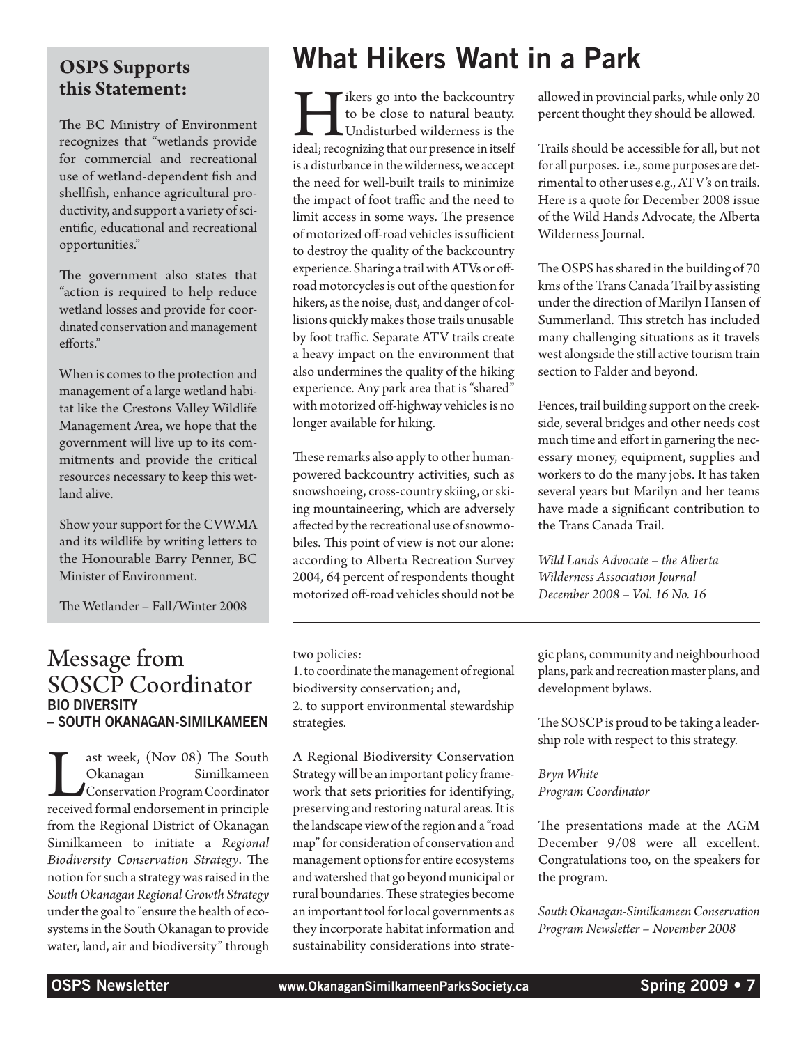## OSPS Supports this Statement:

The BC Ministry of Environment recognizes that "wetlands provide for commercial and recreational use of wetland-dependent fish and shellfish, enhance agricultural productivity, and support a variety of scientific, educational and recreational opportunities."

The government also states that "action is required to help reduce wetland losses and provide for coordinated conservation and management efforts."

When is comes to the protection and management of a large wetland habitat like the Crestons Valley Wildlife Management Area, we hope that the government will live up to its commitments and provide the critical resources necessary to keep this wetland alive.

Show your support for the CVWMA and its wildlife by writing letters to the Honourable Barry Penner, BC Minister of Environment.

The Wetlander – Fall/Winter 2008

# What Hikers Want in a Park

Hikers go into the backcountry to be close to natural beauty. Undisturbed wilderness is the ideal; recognizing that our presence in itself is a disturbance in the wilderness, we accept the need for well-built trails to minimize the impact of foot traffic and the need to limit access in some ways. The presence of motorized off-road vehicles is sufficient to destroy the quality of the backcountry experience. Sharing a trail with ATVs or off-road motorcycles is out of the question for hikers, as the noise, dust, and danger of collisions quickly makes those trails unusable by foot traffic. Separate ATV trails create a heavy impact on the environment that also undermines the quality of the hiking experience. Any park area that is "shared" with motorized off-highway vehicles is no longer available for hiking.

These remarks also apply to other human-powered backcountry activities, such as snowshoeing, cross-country skiing, or skiing mountaineering, which are adversely affected by the recreational use of snowmobiles. This point of view is not our alone: according to Alberta Recreation Survey 2004, 64 percent of respondents thought motorized off-road vehicles should not be allowed in provincial parks, while only 20 percent thought they should be allowed.

Trails should be accessible for all, but not for all purposes. i.e., some purposes are detrimental to other uses e.g., ATV's on trails. Here is a quote for December 2008 issue of the Wild Hands Advocate, the Alberta Wilderness Journal.

The OSPS has shared in the building of 70 kms of the Trans Canada Trail by assisting under the direction of Marilyn Hansen of Summerland. This stretch has included many challenging situations as it travels west alongside the still active tourism train section to Falder and beyond.

Fences, trail building support on the creek-side, several bridges and other needs cost much time and effort in garnering the necessary money, equipment, supplies and workers to do the many jobs. It has taken several years but Marilyn and her teams have made a significant contribution to the Trans Canada Trail.

*Wild Lands Advocate – the Alberta Wilderness Association Journal*
*December 2008 – Vol. 16 No. 16*

# Message from SOSCP Coordinator

### BIO DIVERSITY – SOUTH OKANAGAN-SIMILKAMEEN

Last week, (Nov 08) The South Okanagan Similkameen Conservation Program Coordinator received formal endorsement in principle from the Regional District of Okanagan Similkameen to initiate a *Regional Biodiversity Conservation Strategy*. The notion for such a strategy was raised in the *South Okanagan Regional Growth Strategy* under the goal to "ensure the health of ecosystems in the South Okanagan to provide water, land, air and biodiversity" through two policies:

1. to coordinate the management of regional biodiversity conservation; and,
2. to support environmental stewardship strategies.

A Regional Biodiversity Conservation Strategy will be an important policy framework that sets priorities for identifying, preserving and restoring natural areas. It is the landscape view of the region and a "road map" for consideration of conservation and management options for entire ecosystems and watershed that go beyond municipal or rural boundaries. These strategies become an important tool for local governments as they incorporate habitat information and sustainability considerations into strategic plans, community and neighbourhood plans, park and recreation master plans, and development bylaws.

The SOSCP is proud to be taking a leadership role with respect to this strategy.

*Bryn White*
*Program Coordinator*

The presentations made at the AGM December 9/08 were all excellent. Congratulations too, on the speakers for the program.

*South Okanagan-Similkameen Conservation Program Newsletter – November 2008*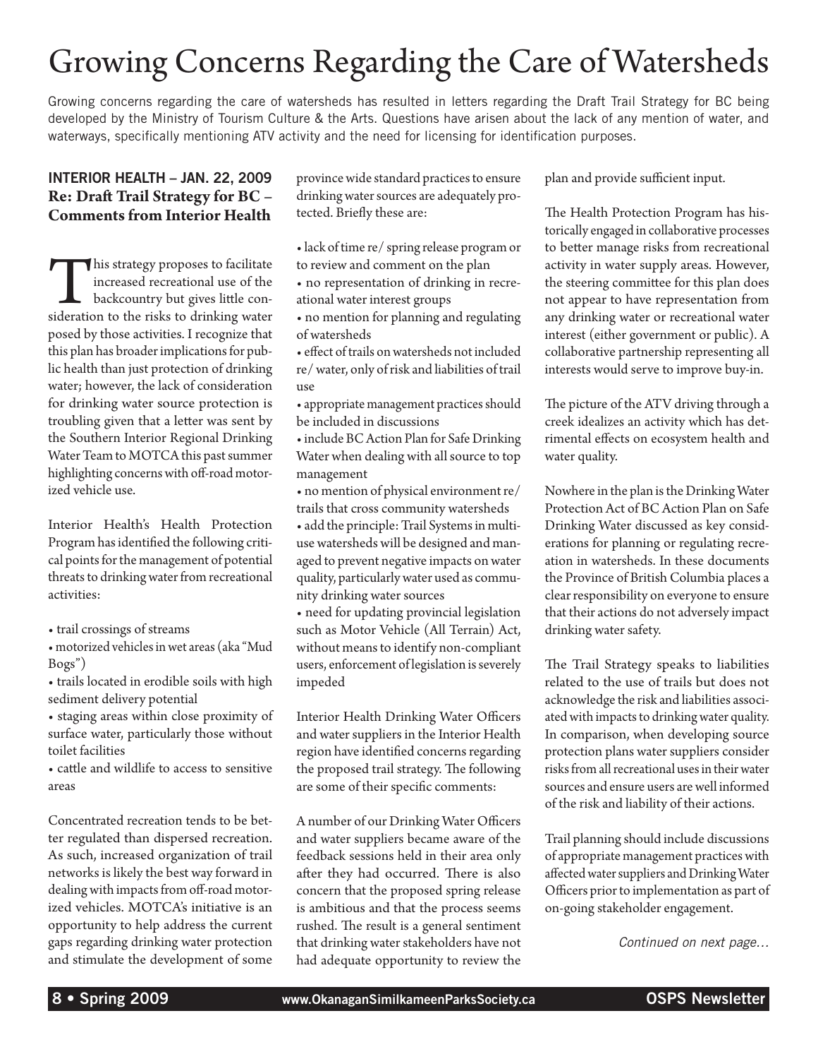# Growing Concerns Regarding the Care of Watersheds

Growing concerns regarding the care of watersheds has resulted in letters regarding the Draft Trail Strategy for BC being developed by the Ministry of Tourism Culture & the Arts. Questions have arisen about the lack of any mention of water, and waterways, specifically mentioning ATV activity and the need for licensing for identification purposes.

## INTERIOR HEALTH – JAN. 22, 2009

### Re: Draft Trail Strategy for BC – Comments from Interior Health

This strategy proposes to facilitate increased recreational use of the backcountry but gives little consideration to the risks to drinking water posed by those activities. I recognize that this plan has broader implications for public health than just protection of drinking water; however, the lack of consideration for drinking water source protection is troubling given that a letter was sent by the Southern Interior Regional Drinking Water Team to MOTCA this past summer highlighting concerns with off-road motorized vehicle use.

Interior Health's Health Protection Program has identified the following critical points for the management of potential threats to drinking water from recreational activities:

- trail crossings of streams
- motorized vehicles in wet areas (aka "Mud Bogs")
- trails located in erodible soils with high sediment delivery potential
- staging areas within close proximity of surface water, particularly those without toilet facilities
- cattle and wildlife to access to sensitive areas

Concentrated recreation tends to be better regulated than dispersed recreation. As such, increased organization of trail networks is likely the best way forward in dealing with impacts from off-road motorized vehicles. MOTCA's initiative is an opportunity to help address the current gaps regarding drinking water protection and stimulate the development of some province wide standard practices to ensure drinking water sources are adequately protected. Briefly these are:

- lack of time re/ spring release program or to review and comment on the plan
- no representation of drinking in recreational water interest groups
- no mention for planning and regulating of watersheds
- effect of trails on watersheds not included re/ water, only of risk and liabilities of trail use
- appropriate management practices should be included in discussions
- include BC Action Plan for Safe Drinking Water when dealing with all source to top management
- no mention of physical environment re/ trails that cross community watersheds
- add the principle: Trail Systems in multi-use watersheds will be designed and managed to prevent negative impacts on water quality, particularly water used as community drinking water sources
- need for updating provincial legislation such as Motor Vehicle (All Terrain) Act, without means to identify non-compliant users, enforcement of legislation is severely impeded

Interior Health Drinking Water Officers and water suppliers in the Interior Health region have identified concerns regarding the proposed trail strategy. The following are some of their specific comments:

A number of our Drinking Water Officers and water suppliers became aware of the feedback sessions held in their area only after they had occurred. There is also concern that the proposed spring release is ambitious and that the process seems rushed. The result is a general sentiment that drinking water stakeholders have not had adequate opportunity to review the plan and provide sufficient input.

The Health Protection Program has historically engaged in collaborative processes to better manage risks from recreational activity in water supply areas. However, the steering committee for this plan does not appear to have representation from any drinking water or recreational water interest (either government or public). A collaborative partnership representing all interests would serve to improve buy-in.

The picture of the ATV driving through a creek idealizes an activity which has detrimental effects on ecosystem health and water quality.

Nowhere in the plan is the Drinking Water Protection Act of BC Action Plan on Safe Drinking Water discussed as key considerations for planning or regulating recreation in watersheds. In these documents the Province of British Columbia places a clear responsibility on everyone to ensure that their actions do not adversely impact drinking water safety.

The Trail Strategy speaks to liabilities related to the use of trails but does not acknowledge the risk and liabilities associated with impacts to drinking water quality. In comparison, when developing source protection plans water suppliers consider risks from all recreational uses in their water sources and ensure users are well informed of the risk and liability of their actions.

Trail planning should include discussions of appropriate management practices with affected water suppliers and Drinking Water Officers prior to implementation as part of on-going stakeholder engagement.

*Continued on next page…*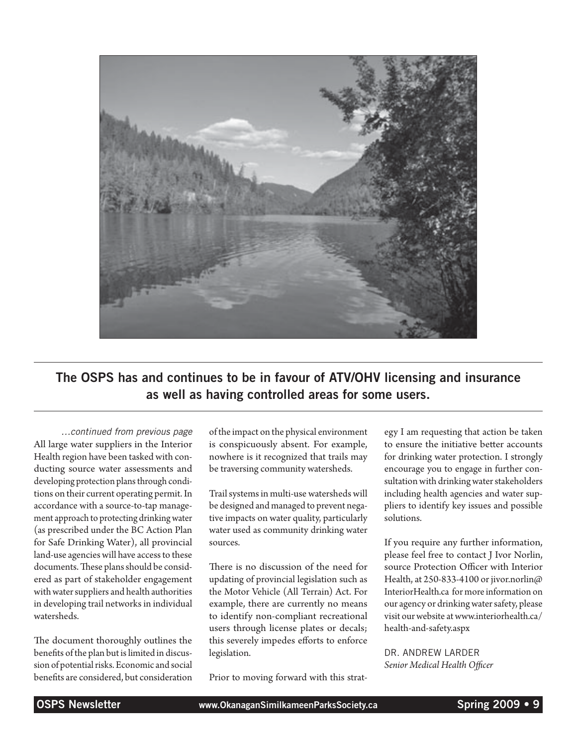**The OSPS has and continues to be in favour of ATV/OHV licensing and insurance as well as having controlled areas for some users.**

*...continued from previous page*

All large water suppliers in the Interior Health region have been tasked with conducting source water assessments and developing protection plans through conditions on their current operating permit. In accordance with a source-to-tap management approach to protecting drinking water (as prescribed under the BC Action Plan for Safe Drinking Water), all provincial land-use agencies will have access to these documents. These plans should be considered as part of stakeholder engagement with water suppliers and health authorities in developing trail networks in individual watersheds.

The document thoroughly outlines the benefits of the plan but is limited in discussion of potential risks. Economic and social benefits are considered, but consideration of the impact on the physical environment is conspicuously absent. For example, nowhere is it recognized that trails may be traversing community watersheds.

Trail systems in multi-use watersheds will be designed and managed to prevent negative impacts on water quality, particularly water used as community drinking water sources.

There is no discussion of the need for updating of provincial legislation such as the Motor Vehicle (All Terrain) Act. For example, there are currently no means to identify non-compliant recreational users through license plates or decals; this severely impedes efforts to enforce legislation.

Prior to moving forward with this strategy I am requesting that action be taken to ensure the initiative better accounts for drinking water protection. I strongly encourage you to engage in further consultation with drinking water stakeholders including health agencies and water suppliers to identify key issues and possible solutions.

If you require any further information, please feel free to contact J Ivor Norlin, source Protection Officer with Interior Health, at 250-833-4100 or jivor.norlin@InteriorHealth.ca for more information on our agency or drinking water safety, please visit our website at www.interiorhealth.ca/health-and-safety.aspx

DR. ANDREW LARDER
*Senior Medical Health Officer*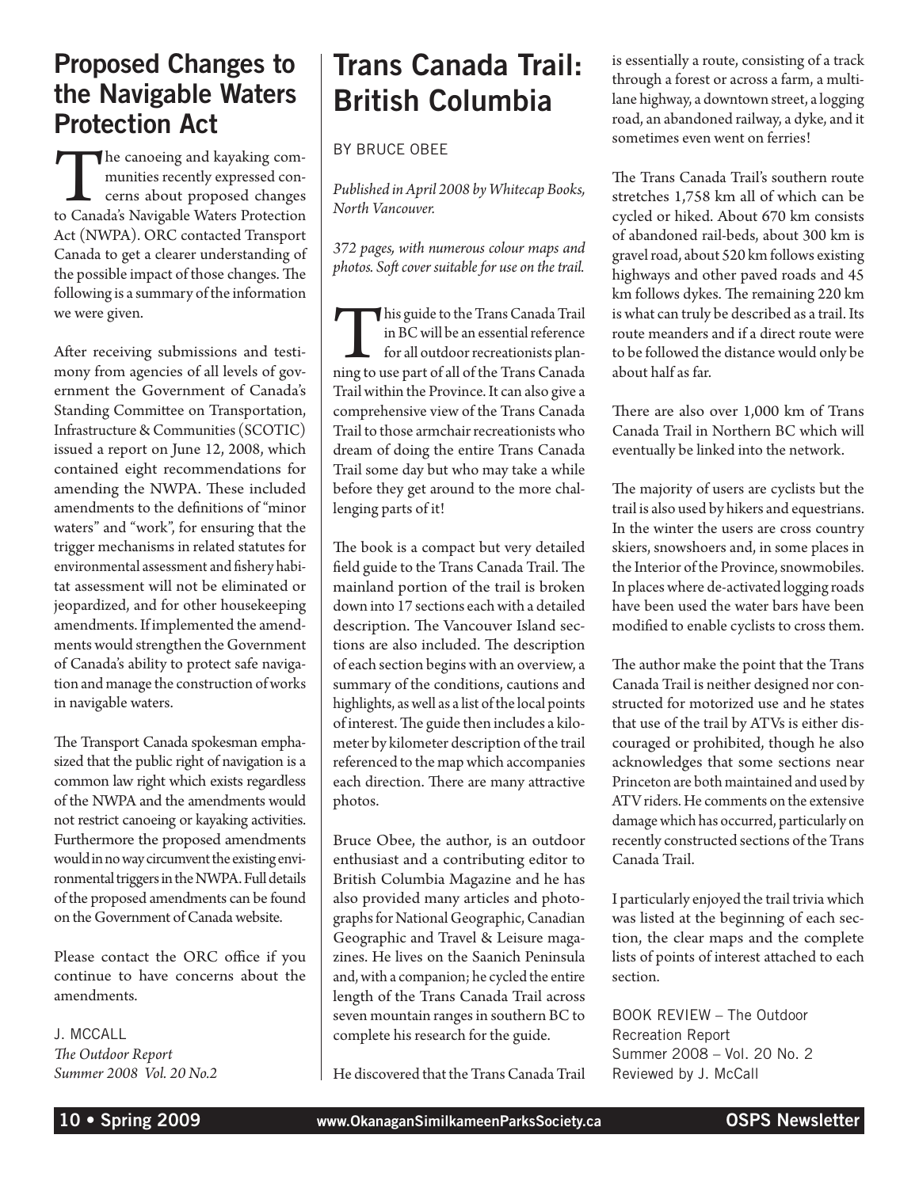## Proposed Changes to the Navigable Waters Protection Act

The canoeing and kayaking communities recently expressed concerns about proposed changes to Canada's Navigable Waters Protection Act (NWPA). ORC contacted Transport Canada to get a clearer understanding of the possible impact of those changes. The following is a summary of the information we were given.

After receiving submissions and testimony from agencies of all levels of government the Government of Canada's Standing Committee on Transportation, Infrastructure & Communities (SCOTIC) issued a report on June 12, 2008, which contained eight recommendations for amending the NWPA. These included amendments to the definitions of "minor waters" and "work", for ensuring that the trigger mechanisms in related statutes for environmental assessment and fishery habitat assessment will not be eliminated or jeopardized, and for other housekeeping amendments. If implemented the amendments would strengthen the Government of Canada's ability to protect safe navigation and manage the construction of works in navigable waters.

The Transport Canada spokesman emphasized that the public right of navigation is a common law right which exists regardless of the NWPA and the amendments would not restrict canoeing or kayaking activities. Furthermore the proposed amendments would in no way circumvent the existing environmental triggers in the NWPA. Full details of the proposed amendments can be found on the Government of Canada website.

Please contact the ORC office if you continue to have concerns about the amendments.

J. MCCALL
*The Outdoor Report*
*Summer 2008 Vol. 20 No.2*

# Trans Canada Trail: British Columbia

BY BRUCE OBEE

*Published in April 2008 by Whitecap Books, North Vancouver.*

*372 pages, with numerous colour maps and photos. Soft cover suitable for use on the trail.*

This guide to the Trans Canada Trail in BC will be an essential reference for all outdoor recreationists planning to use part of all of the Trans Canada Trail within the Province. It can also give a comprehensive view of the Trans Canada Trail to those armchair recreationists who dream of doing the entire Trans Canada Trail some day but who may take a while before they get around to the more challenging parts of it!

The book is a compact but very detailed field guide to the Trans Canada Trail. The mainland portion of the trail is broken down into 17 sections each with a detailed description. The Vancouver Island sections are also included. The description of each section begins with an overview, a summary of the conditions, cautions and highlights, as well as a list of the local points of interest. The guide then includes a kilometer by kilometer description of the trail referenced to the map which accompanies each direction. There are many attractive photos.

Bruce Obee, the author, is an outdoor enthusiast and a contributing editor to British Columbia Magazine and he has also provided many articles and photographs for National Geographic, Canadian Geographic and Travel & Leisure magazines. He lives on the Saanich Peninsula and, with a companion; he cycled the entire length of the Trans Canada Trail across seven mountain ranges in southern BC to complete his research for the guide.

He discovered that the Trans Canada Trail is essentially a route, consisting of a track through a forest or across a farm, a multi-lane highway, a downtown street, a logging road, an abandoned railway, a dyke, and it sometimes even went on ferries!

The Trans Canada Trail's southern route stretches 1,758 km all of which can be cycled or hiked. About 670 km consists of abandoned rail-beds, about 300 km is gravel road, about 520 km follows existing highways and other paved roads and 45 km follows dykes. The remaining 220 km is what can truly be described as a trail. Its route meanders and if a direct route were to be followed the distance would only be about half as far.

There are also over 1,000 km of Trans Canada Trail in Northern BC which will eventually be linked into the network.

The majority of users are cyclists but the trail is also used by hikers and equestrians. In the winter the users are cross country skiers, snowshoers and, in some places in the Interior of the Province, snowmobiles. In places where de-activated logging roads have been used the water bars have been modified to enable cyclists to cross them.

The author make the point that the Trans Canada Trail is neither designed nor constructed for motorized use and he states that use of the trail by ATVs is either discouraged or prohibited, though he also acknowledges that some sections near Princeton are both maintained and used by ATV riders. He comments on the extensive damage which has occurred, particularly on recently constructed sections of the Trans Canada Trail.

I particularly enjoyed the trail trivia which was listed at the beginning of each section, the clear maps and the complete lists of points of interest attached to each section.

BOOK REVIEW – The Outdoor Recreation Report
Summer 2008 – Vol. 20 No. 2
Reviewed by J. McCall